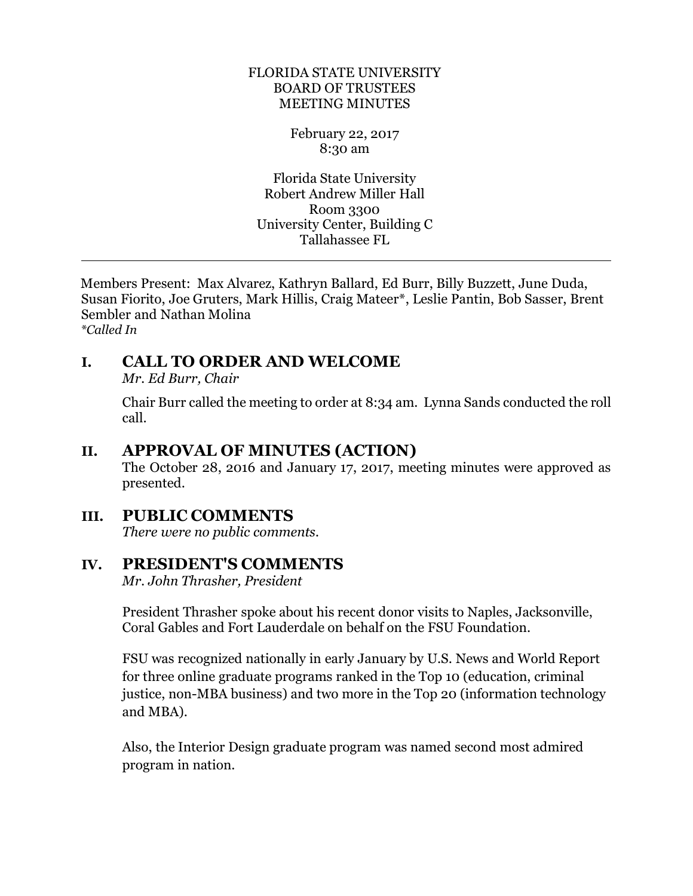FLORIDA STATE UNIVERSITY
BOARD OF TRUSTEES
MEETING MINUTES

February 22, 2017
8:30 am

Florida State University
Robert Andrew Miller Hall
Room 3300
University Center, Building C
Tallahassee FL

---

Members Present: Max Alvarez, Kathryn Ballard, Ed Burr, Billy Buzzett, June Duda, Susan Fiorito, Joe Gruters, Mark Hillis, Craig Mateer*, Leslie Pantin, Bob Sasser, Brent Sembler and Nathan Molina
*\*Called In*

## I. CALL TO ORDER AND WELCOME

*Mr. Ed Burr, Chair*

Chair Burr called the meeting to order at 8:34 am. Lynna Sands conducted the roll call.

## II. APPROVAL OF MINUTES (ACTION)

The October 28, 2016 and January 17, 2017, meeting minutes were approved as presented.

## III. PUBLIC COMMENTS

*There were no public comments.*

## IV. PRESIDENT'S COMMENTS

*Mr. John Thrasher, President*

President Thrasher spoke about his recent donor visits to Naples, Jacksonville, Coral Gables and Fort Lauderdale on behalf on the FSU Foundation.

FSU was recognized nationally in early January by U.S. News and World Report for three online graduate programs ranked in the Top 10 (education, criminal justice, non-MBA business) and two more in the Top 20 (information technology and MBA).

Also, the Interior Design graduate program was named second most admired program in nation.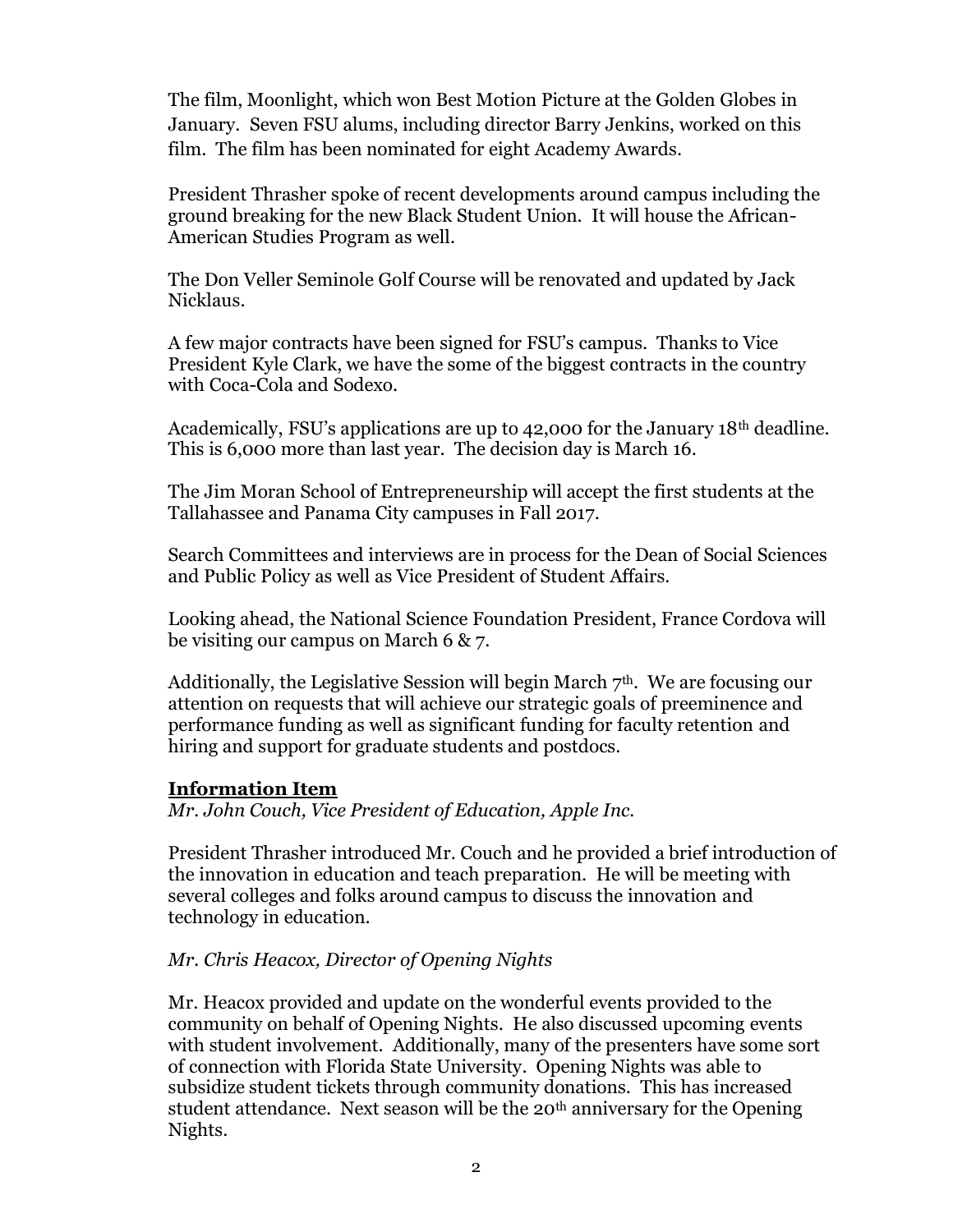The film, Moonlight, which won Best Motion Picture at the Golden Globes in January. Seven FSU alums, including director Barry Jenkins, worked on this film. The film has been nominated for eight Academy Awards.

President Thrasher spoke of recent developments around campus including the ground breaking for the new Black Student Union. It will house the African-American Studies Program as well.

The Don Veller Seminole Golf Course will be renovated and updated by Jack Nicklaus.

A few major contracts have been signed for FSU's campus. Thanks to Vice President Kyle Clark, we have the some of the biggest contracts in the country with Coca-Cola and Sodexo.

Academically, FSU's applications are up to 42,000 for the January 18th deadline. This is 6,000 more than last year. The decision day is March 16.

The Jim Moran School of Entrepreneurship will accept the first students at the Tallahassee and Panama City campuses in Fall 2017.

Search Committees and interviews are in process for the Dean of Social Sciences and Public Policy as well as Vice President of Student Affairs.

Looking ahead, the National Science Foundation President, France Cordova will be visiting our campus on March 6 & 7.

Additionally, the Legislative Session will begin March 7th. We are focusing our attention on requests that will achieve our strategic goals of preeminence and performance funding as well as significant funding for faculty retention and hiring and support for graduate students and postdocs.

**Information Item**

*Mr. John Couch, Vice President of Education, Apple Inc.*

President Thrasher introduced Mr. Couch and he provided a brief introduction of the innovation in education and teach preparation. He will be meeting with several colleges and folks around campus to discuss the innovation and technology in education.

*Mr. Chris Heacox, Director of Opening Nights*

Mr. Heacox provided and update on the wonderful events provided to the community on behalf of Opening Nights. He also discussed upcoming events with student involvement. Additionally, many of the presenters have some sort of connection with Florida State University. Opening Nights was able to subsidize student tickets through community donations. This has increased student attendance. Next season will be the 20th anniversary for the Opening Nights.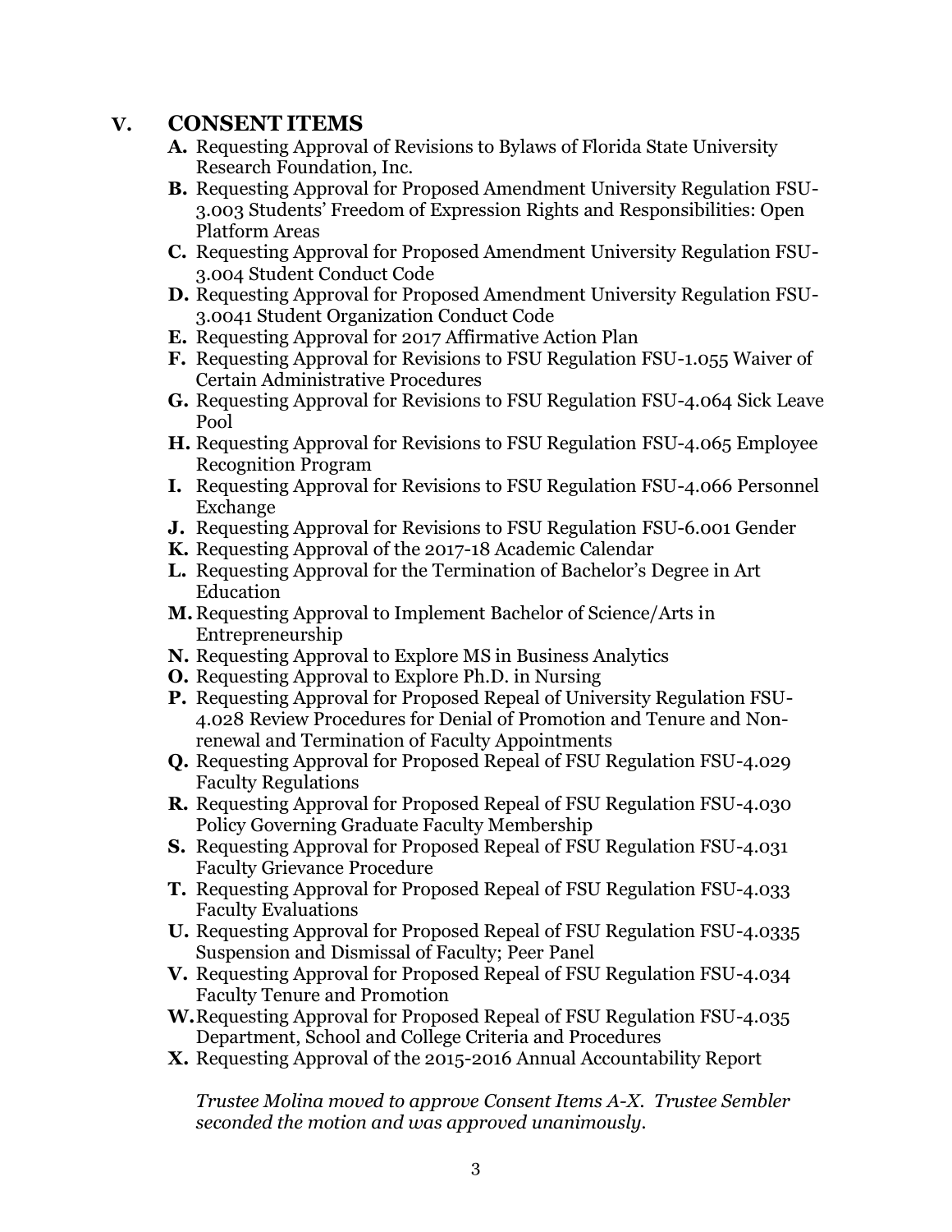## V. CONSENT ITEMS

**A.** Requesting Approval of Revisions to Bylaws of Florida State University Research Foundation, Inc.

**B.** Requesting Approval for Proposed Amendment University Regulation FSU-3.003 Students' Freedom of Expression Rights and Responsibilities: Open Platform Areas

**C.** Requesting Approval for Proposed Amendment University Regulation FSU-3.004 Student Conduct Code

**D.** Requesting Approval for Proposed Amendment University Regulation FSU-3.0041 Student Organization Conduct Code

**E.** Requesting Approval for 2017 Affirmative Action Plan

**F.** Requesting Approval for Revisions to FSU Regulation FSU-1.055 Waiver of Certain Administrative Procedures

**G.** Requesting Approval for Revisions to FSU Regulation FSU-4.064 Sick Leave Pool

**H.** Requesting Approval for Revisions to FSU Regulation FSU-4.065 Employee Recognition Program

**I.** Requesting Approval for Revisions to FSU Regulation FSU-4.066 Personnel Exchange

**J.** Requesting Approval for Revisions to FSU Regulation FSU-6.001 Gender

**K.** Requesting Approval of the 2017-18 Academic Calendar

**L.** Requesting Approval for the Termination of Bachelor's Degree in Art Education

**M.** Requesting Approval to Implement Bachelor of Science/Arts in Entrepreneurship

**N.** Requesting Approval to Explore MS in Business Analytics

**O.** Requesting Approval to Explore Ph.D. in Nursing

**P.** Requesting Approval for Proposed Repeal of University Regulation FSU-4.028 Review Procedures for Denial of Promotion and Tenure and Non-renewal and Termination of Faculty Appointments

**Q.** Requesting Approval for Proposed Repeal of FSU Regulation FSU-4.029 Faculty Regulations

**R.** Requesting Approval for Proposed Repeal of FSU Regulation FSU-4.030 Policy Governing Graduate Faculty Membership

**S.** Requesting Approval for Proposed Repeal of FSU Regulation FSU-4.031 Faculty Grievance Procedure

**T.** Requesting Approval for Proposed Repeal of FSU Regulation FSU-4.033 Faculty Evaluations

**U.** Requesting Approval for Proposed Repeal of FSU Regulation FSU-4.0335 Suspension and Dismissal of Faculty; Peer Panel

**V.** Requesting Approval for Proposed Repeal of FSU Regulation FSU-4.034 Faculty Tenure and Promotion

**W.** Requesting Approval for Proposed Repeal of FSU Regulation FSU-4.035 Department, School and College Criteria and Procedures

**X.** Requesting Approval of the 2015-2016 Annual Accountability Report

*Trustee Molina moved to approve Consent Items A-X. Trustee Sembler seconded the motion and was approved unanimously.*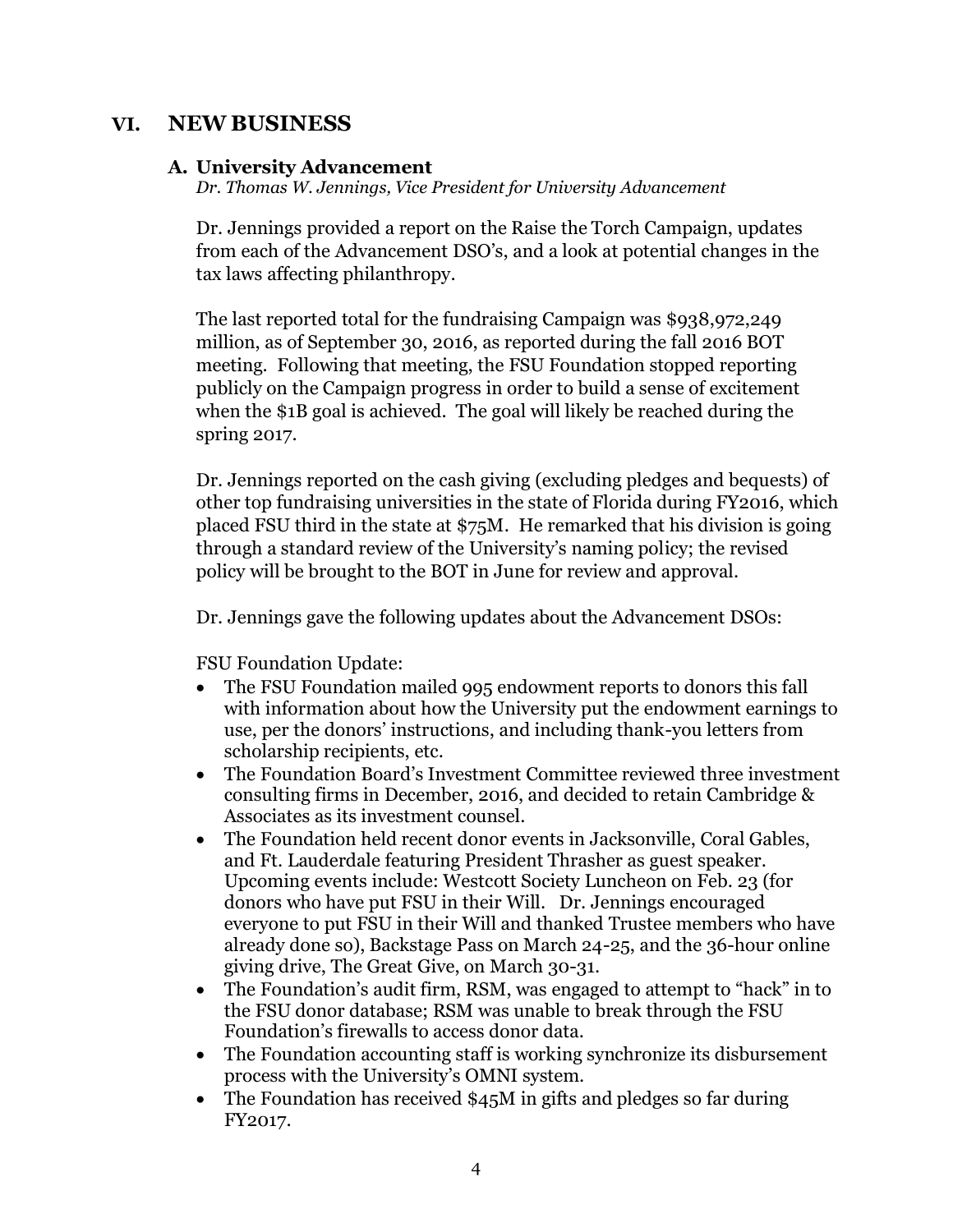## VI. NEW BUSINESS

### A. University Advancement

*Dr. Thomas W. Jennings, Vice President for University Advancement*

Dr. Jennings provided a report on the Raise the Torch Campaign, updates from each of the Advancement DSO's, and a look at potential changes in the tax laws affecting philanthropy.

The last reported total for the fundraising Campaign was $938,972,249 million, as of September 30, 2016, as reported during the fall 2016 BOT meeting. Following that meeting, the FSU Foundation stopped reporting publicly on the Campaign progress in order to build a sense of excitement when the $1B goal is achieved. The goal will likely be reached during the spring 2017.

Dr. Jennings reported on the cash giving (excluding pledges and bequests) of other top fundraising universities in the state of Florida during FY2016, which placed FSU third in the state at $75M. He remarked that his division is going through a standard review of the University's naming policy; the revised policy will be brought to the BOT in June for review and approval.

Dr. Jennings gave the following updates about the Advancement DSOs:

FSU Foundation Update:

- The FSU Foundation mailed 995 endowment reports to donors this fall with information about how the University put the endowment earnings to use, per the donors' instructions, and including thank-you letters from scholarship recipients, etc.
- The Foundation Board's Investment Committee reviewed three investment consulting firms in December, 2016, and decided to retain Cambridge & Associates as its investment counsel.
- The Foundation held recent donor events in Jacksonville, Coral Gables, and Ft. Lauderdale featuring President Thrasher as guest speaker. Upcoming events include: Westcott Society Luncheon on Feb. 23 (for donors who have put FSU in their Will. Dr. Jennings encouraged everyone to put FSU in their Will and thanked Trustee members who have already done so), Backstage Pass on March 24-25, and the 36-hour online giving drive, The Great Give, on March 30-31.
- The Foundation's audit firm, RSM, was engaged to attempt to "hack" in to the FSU donor database; RSM was unable to break through the FSU Foundation's firewalls to access donor data.
- The Foundation accounting staff is working synchronize its disbursement process with the University's OMNI system.
- The Foundation has received $45M in gifts and pledges so far during FY2017.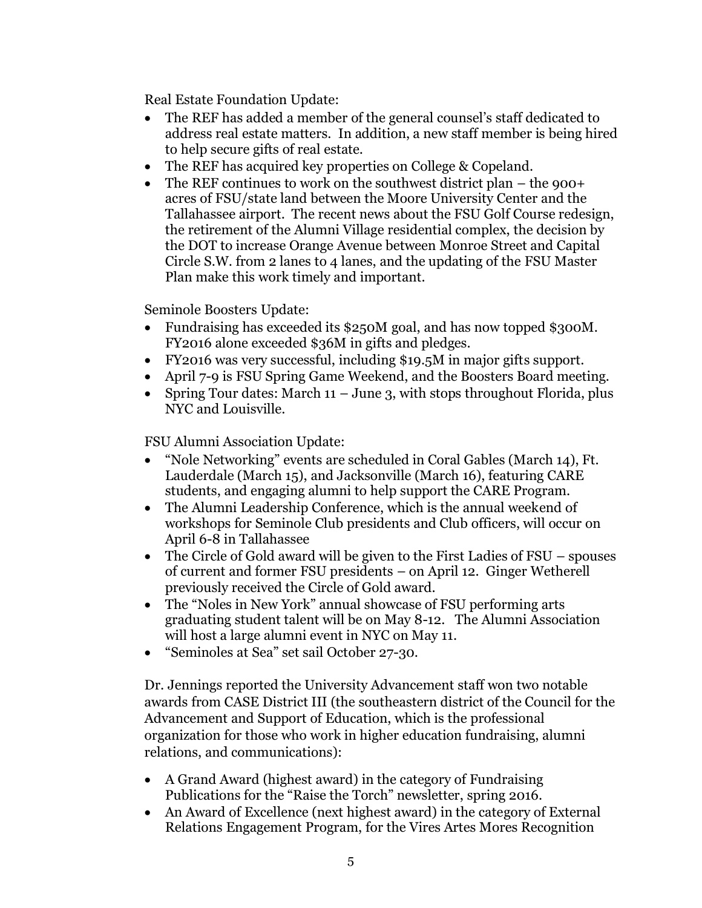Real Estate Foundation Update:

- The REF has added a member of the general counsel's staff dedicated to address real estate matters. In addition, a new staff member is being hired to help secure gifts of real estate.
- The REF has acquired key properties on College & Copeland.
- The REF continues to work on the southwest district plan – the 900+ acres of FSU/state land between the Moore University Center and the Tallahassee airport. The recent news about the FSU Golf Course redesign, the retirement of the Alumni Village residential complex, the decision by the DOT to increase Orange Avenue between Monroe Street and Capital Circle S.W. from 2 lanes to 4 lanes, and the updating of the FSU Master Plan make this work timely and important.

Seminole Boosters Update:

- Fundraising has exceeded its $250M goal, and has now topped $300M. FY2016 alone exceeded $36M in gifts and pledges.
- FY2016 was very successful, including $19.5M in major gifts support.
- April 7-9 is FSU Spring Game Weekend, and the Boosters Board meeting.
- Spring Tour dates: March 11 – June 3, with stops throughout Florida, plus NYC and Louisville.

FSU Alumni Association Update:

- "Nole Networking" events are scheduled in Coral Gables (March 14), Ft. Lauderdale (March 15), and Jacksonville (March 16), featuring CARE students, and engaging alumni to help support the CARE Program.
- The Alumni Leadership Conference, which is the annual weekend of workshops for Seminole Club presidents and Club officers, will occur on April 6-8 in Tallahassee
- The Circle of Gold award will be given to the First Ladies of FSU – spouses of current and former FSU presidents – on April 12. Ginger Wetherell previously received the Circle of Gold award.
- The "Noles in New York" annual showcase of FSU performing arts graduating student talent will be on May 8-12. The Alumni Association will host a large alumni event in NYC on May 11.
- "Seminoles at Sea" set sail October 27-30.

Dr. Jennings reported the University Advancement staff won two notable awards from CASE District III (the southeastern district of the Council for the Advancement and Support of Education, which is the professional organization for those who work in higher education fundraising, alumni relations, and communications):

- A Grand Award (highest award) in the category of Fundraising Publications for the "Raise the Torch" newsletter, spring 2016.
- An Award of Excellence (next highest award) in the category of External Relations Engagement Program, for the Vires Artes Mores Recognition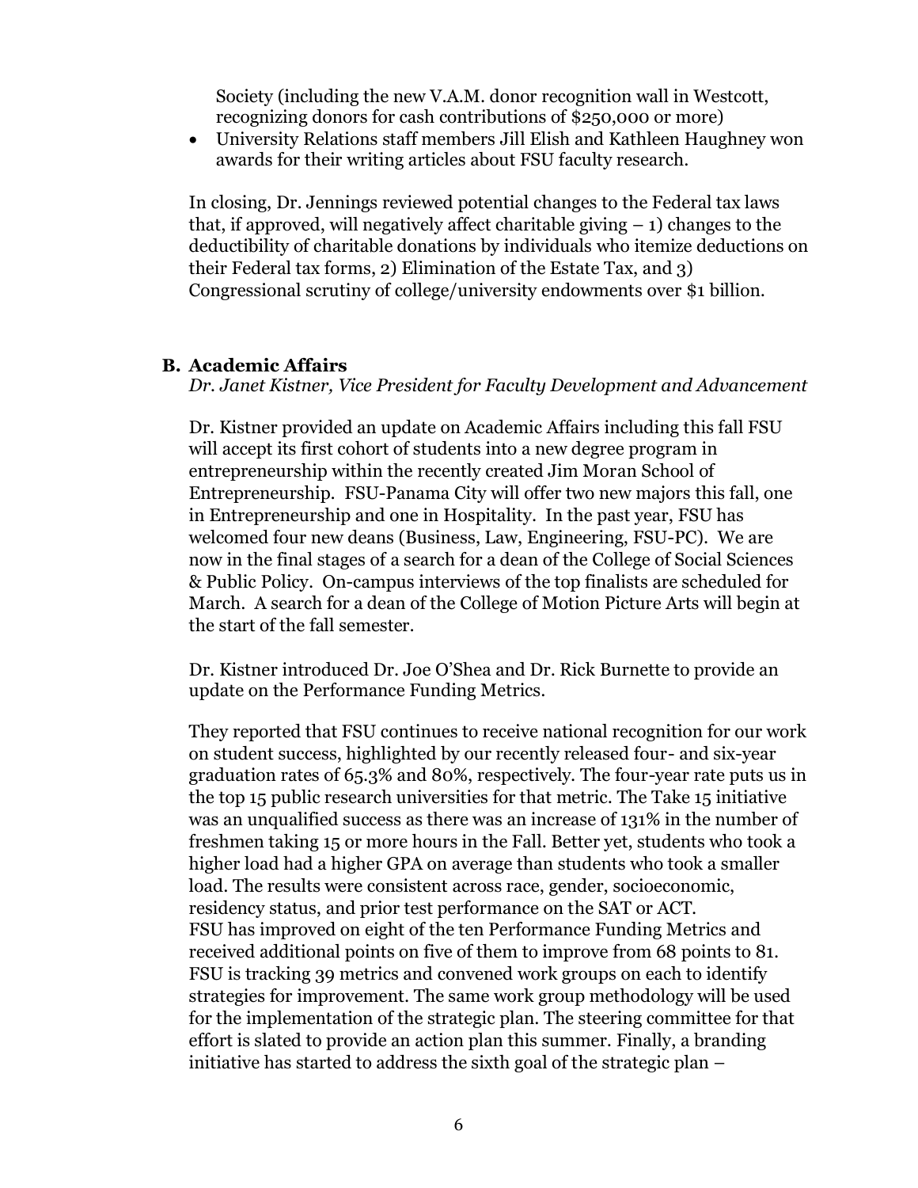Society (including the new V.A.M. donor recognition wall in Westcott, recognizing donors for cash contributions of $250,000 or more)

- University Relations staff members Jill Elish and Kathleen Haughney won awards for their writing articles about FSU faculty research.

In closing, Dr. Jennings reviewed potential changes to the Federal tax laws that, if approved, will negatively affect charitable giving – 1) changes to the deductibility of charitable donations by individuals who itemize deductions on their Federal tax forms, 2) Elimination of the Estate Tax, and 3) Congressional scrutiny of college/university endowments over $1 billion.

### B. Academic Affairs

*Dr. Janet Kistner, Vice President for Faculty Development and Advancement*

Dr. Kistner provided an update on Academic Affairs including this fall FSU will accept its first cohort of students into a new degree program in entrepreneurship within the recently created Jim Moran School of Entrepreneurship. FSU-Panama City will offer two new majors this fall, one in Entrepreneurship and one in Hospitality. In the past year, FSU has welcomed four new deans (Business, Law, Engineering, FSU-PC). We are now in the final stages of a search for a dean of the College of Social Sciences & Public Policy. On-campus interviews of the top finalists are scheduled for March. A search for a dean of the College of Motion Picture Arts will begin at the start of the fall semester.

Dr. Kistner introduced Dr. Joe O'Shea and Dr. Rick Burnette to provide an update on the Performance Funding Metrics.

They reported that FSU continues to receive national recognition for our work on student success, highlighted by our recently released four- and six-year graduation rates of 65.3% and 80%, respectively. The four-year rate puts us in the top 15 public research universities for that metric. The Take 15 initiative was an unqualified success as there was an increase of 131% in the number of freshmen taking 15 or more hours in the Fall. Better yet, students who took a higher load had a higher GPA on average than students who took a smaller load. The results were consistent across race, gender, socioeconomic, residency status, and prior test performance on the SAT or ACT.
FSU has improved on eight of the ten Performance Funding Metrics and received additional points on five of them to improve from 68 points to 81. FSU is tracking 39 metrics and convened work groups on each to identify strategies for improvement. The same work group methodology will be used for the implementation of the strategic plan. The steering committee for that effort is slated to provide an action plan this summer. Finally, a branding initiative has started to address the sixth goal of the strategic plan –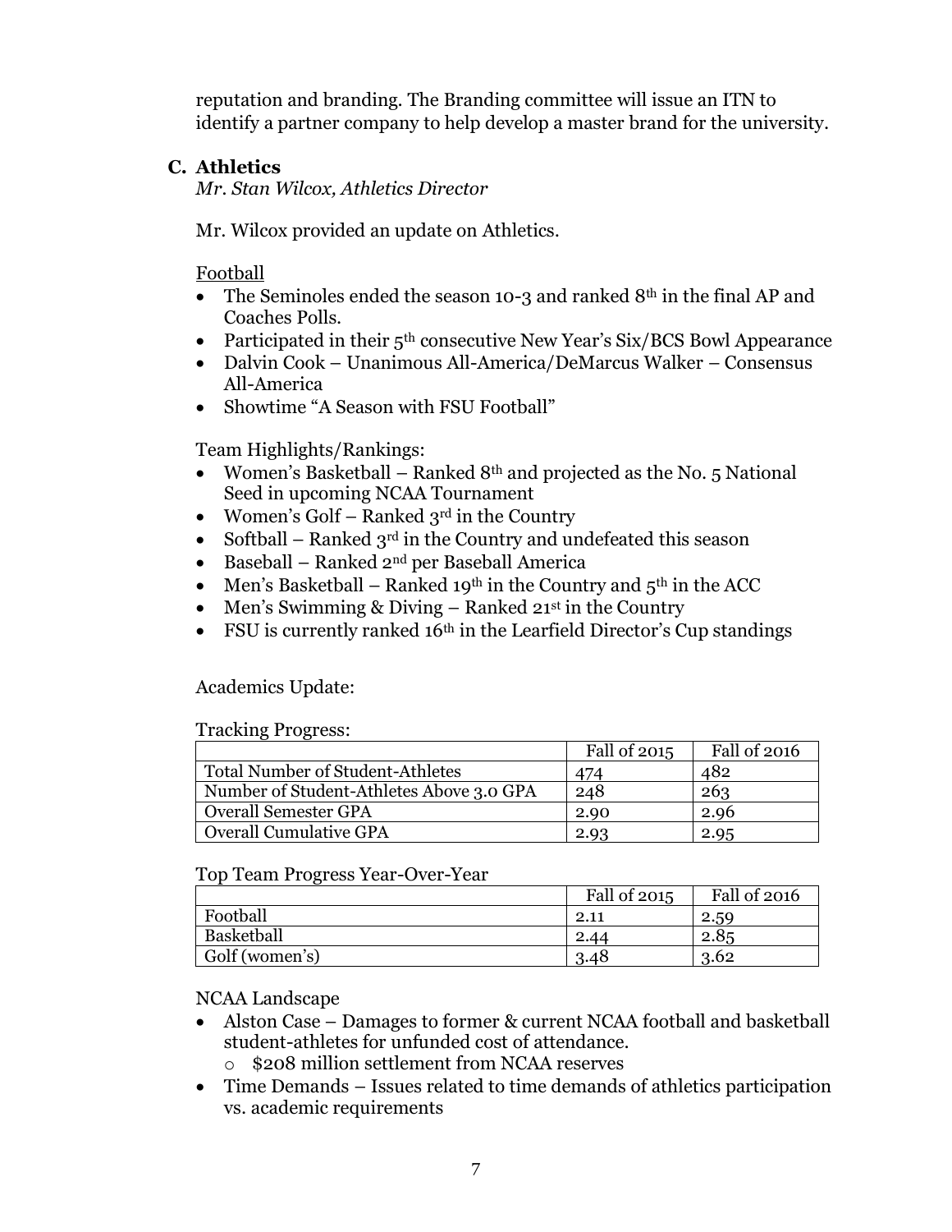reputation and branding. The Branding committee will issue an ITN to identify a partner company to help develop a master brand for the university.

### C. Athletics

*Mr. Stan Wilcox, Athletics Director*

Mr. Wilcox provided an update on Athletics.

Football

- The Seminoles ended the season 10-3 and ranked 8th in the final AP and Coaches Polls.
- Participated in their 5th consecutive New Year's Six/BCS Bowl Appearance
- Dalvin Cook – Unanimous All-America/DeMarcus Walker – Consensus All-America
- Showtime "A Season with FSU Football"

Team Highlights/Rankings:

- Women's Basketball – Ranked 8th and projected as the No. 5 National Seed in upcoming NCAA Tournament
- Women's Golf – Ranked 3rd in the Country
- Softball – Ranked 3rd in the Country and undefeated this season
- Baseball – Ranked 2nd per Baseball America
- Men's Basketball – Ranked 19th in the Country and 5th in the ACC
- Men's Swimming & Diving – Ranked 21st in the Country
- FSU is currently ranked 16th in the Learfield Director's Cup standings

Academics Update:

Tracking Progress:

| | Fall of 2015 | Fall of 2016 |
|---|---|---|
| Total Number of Student-Athletes | 474 | 482 |
| Number of Student-Athletes Above 3.0 GPA | 248 | 263 |
| Overall Semester GPA | 2.90 | 2.96 |
| Overall Cumulative GPA | 2.93 | 2.95 |

Top Team Progress Year-Over-Year

| | Fall of 2015 | Fall of 2016 |
|---|---|---|
| Football | 2.11 | 2.59 |
| Basketball | 2.44 | 2.85 |
| Golf (women's) | 3.48 | 3.62 |

NCAA Landscape

- Alston Case – Damages to former & current NCAA football and basketball student-athletes for unfunded cost of attendance.
  - $208 million settlement from NCAA reserves
- Time Demands – Issues related to time demands of athletics participation vs. academic requirements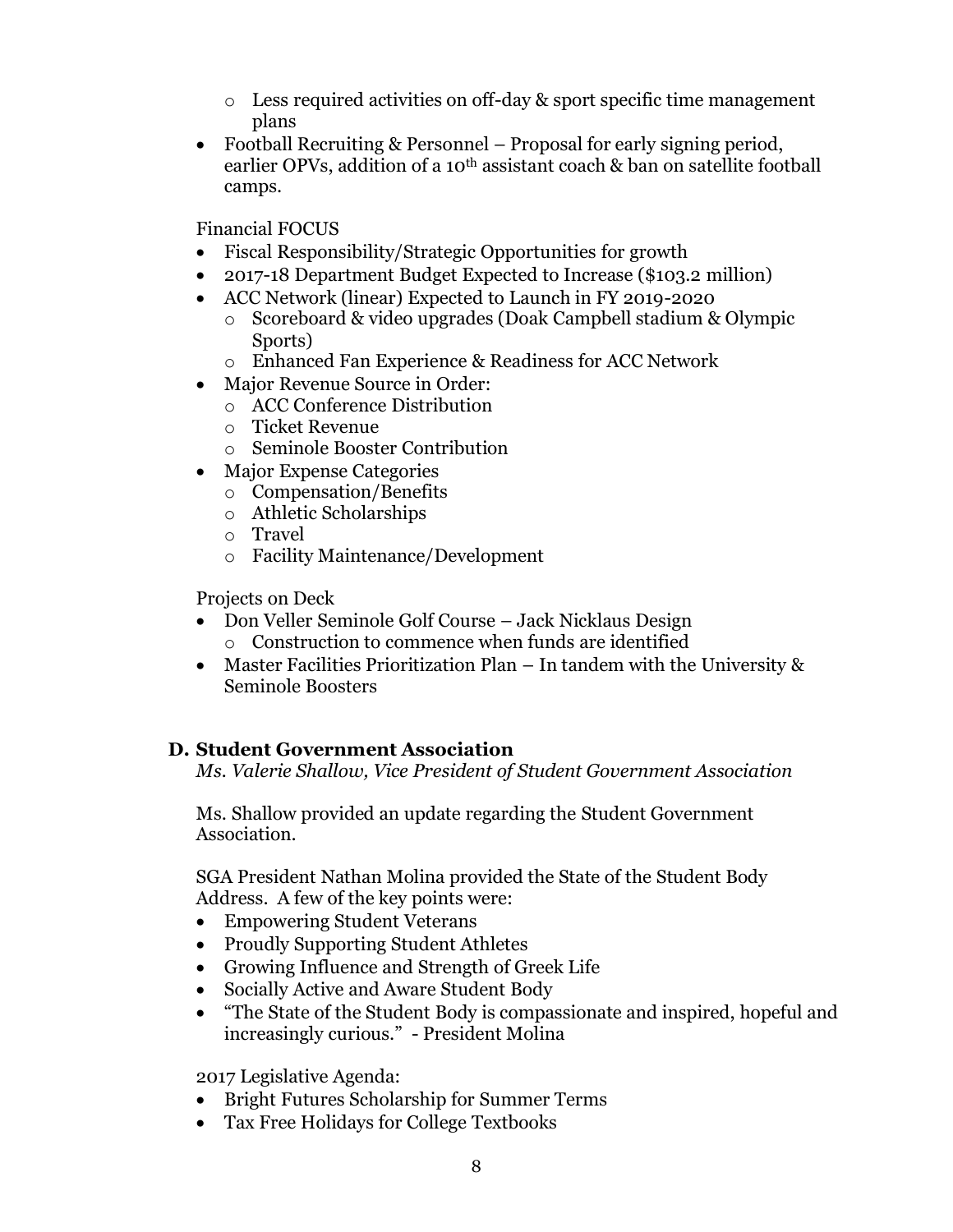- Less required activities on off-day & sport specific time management plans
- Football Recruiting & Personnel – Proposal for early signing period, earlier OPVs, addition of a 10th assistant coach & ban on satellite football camps.

Financial FOCUS

- Fiscal Responsibility/Strategic Opportunities for growth
- 2017-18 Department Budget Expected to Increase ($103.2 million)
- ACC Network (linear) Expected to Launch in FY 2019-2020
  - Scoreboard & video upgrades (Doak Campbell stadium & Olympic Sports)
  - Enhanced Fan Experience & Readiness for ACC Network
- Major Revenue Source in Order:
  - ACC Conference Distribution
  - Ticket Revenue
  - Seminole Booster Contribution
- Major Expense Categories
  - Compensation/Benefits
  - Athletic Scholarships
  - Travel
  - Facility Maintenance/Development

Projects on Deck

- Don Veller Seminole Golf Course – Jack Nicklaus Design
  - Construction to commence when funds are identified
- Master Facilities Prioritization Plan – In tandem with the University & Seminole Boosters

### D. Student Government Association

*Ms. Valerie Shallow, Vice President of Student Government Association*

Ms. Shallow provided an update regarding the Student Government Association.

SGA President Nathan Molina provided the State of the Student Body Address. A few of the key points were:

- Empowering Student Veterans
- Proudly Supporting Student Athletes
- Growing Influence and Strength of Greek Life
- Socially Active and Aware Student Body
- "The State of the Student Body is compassionate and inspired, hopeful and increasingly curious." - President Molina

2017 Legislative Agenda:

- Bright Futures Scholarship for Summer Terms
- Tax Free Holidays for College Textbooks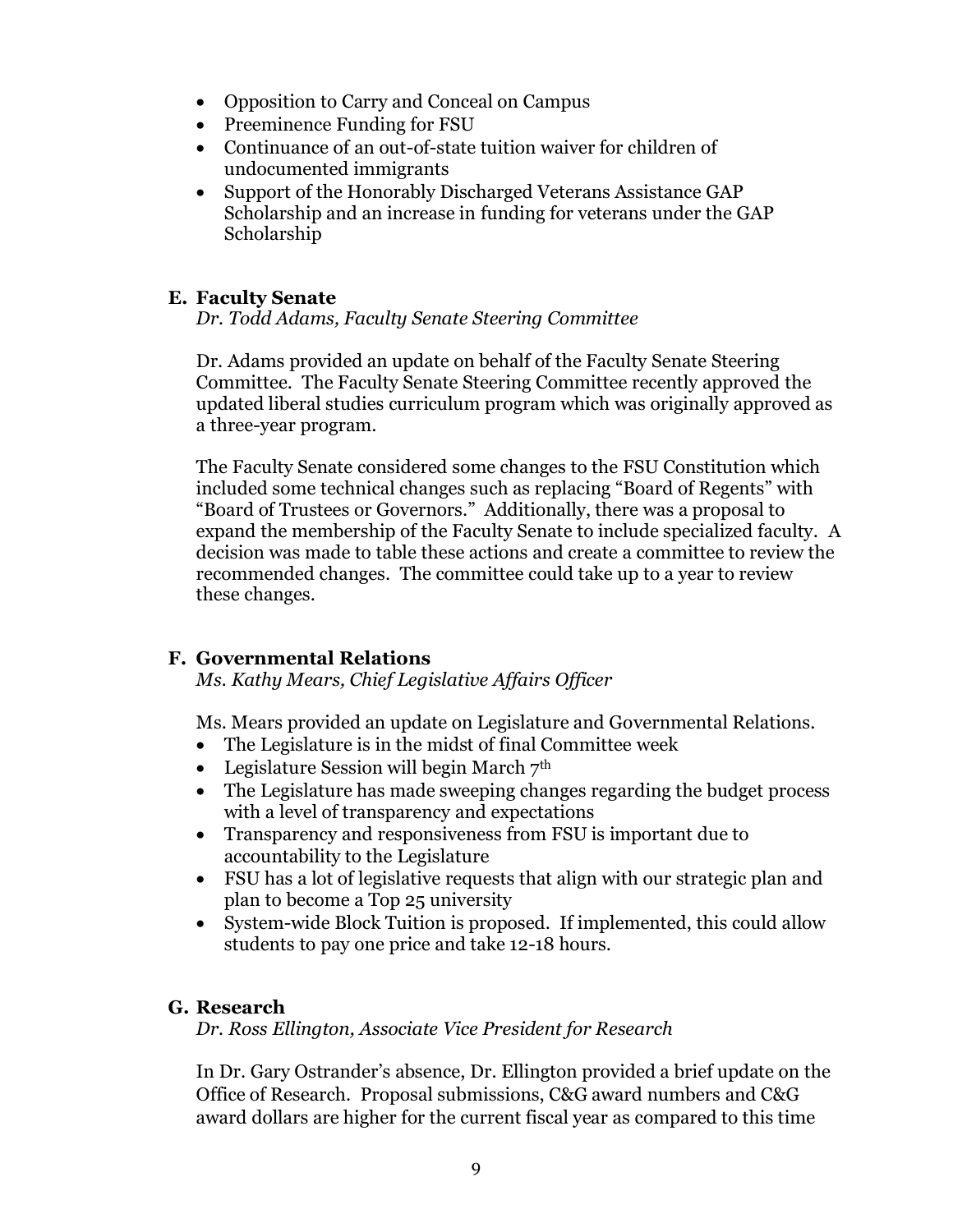- Opposition to Carry and Conceal on Campus
- Preeminence Funding for FSU
- Continuance of an out-of-state tuition waiver for children of undocumented immigrants
- Support of the Honorably Discharged Veterans Assistance GAP Scholarship and an increase in funding for veterans under the GAP Scholarship

### E. Faculty Senate

*Dr. Todd Adams, Faculty Senate Steering Committee*

Dr. Adams provided an update on behalf of the Faculty Senate Steering Committee. The Faculty Senate Steering Committee recently approved the updated liberal studies curriculum program which was originally approved as a three-year program.

The Faculty Senate considered some changes to the FSU Constitution which included some technical changes such as replacing "Board of Regents" with "Board of Trustees or Governors." Additionally, there was a proposal to expand the membership of the Faculty Senate to include specialized faculty. A decision was made to table these actions and create a committee to review the recommended changes. The committee could take up to a year to review these changes.

### F. Governmental Relations

*Ms. Kathy Mears, Chief Legislative Affairs Officer*

Ms. Mears provided an update on Legislature and Governmental Relations.

- The Legislature is in the midst of final Committee week
- Legislature Session will begin March 7th
- The Legislature has made sweeping changes regarding the budget process with a level of transparency and expectations
- Transparency and responsiveness from FSU is important due to accountability to the Legislature
- FSU has a lot of legislative requests that align with our strategic plan and plan to become a Top 25 university
- System-wide Block Tuition is proposed. If implemented, this could allow students to pay one price and take 12-18 hours.

### G. Research

*Dr. Ross Ellington, Associate Vice President for Research*

In Dr. Gary Ostrander's absence, Dr. Ellington provided a brief update on the Office of Research. Proposal submissions, C&G award numbers and C&G award dollars are higher for the current fiscal year as compared to this time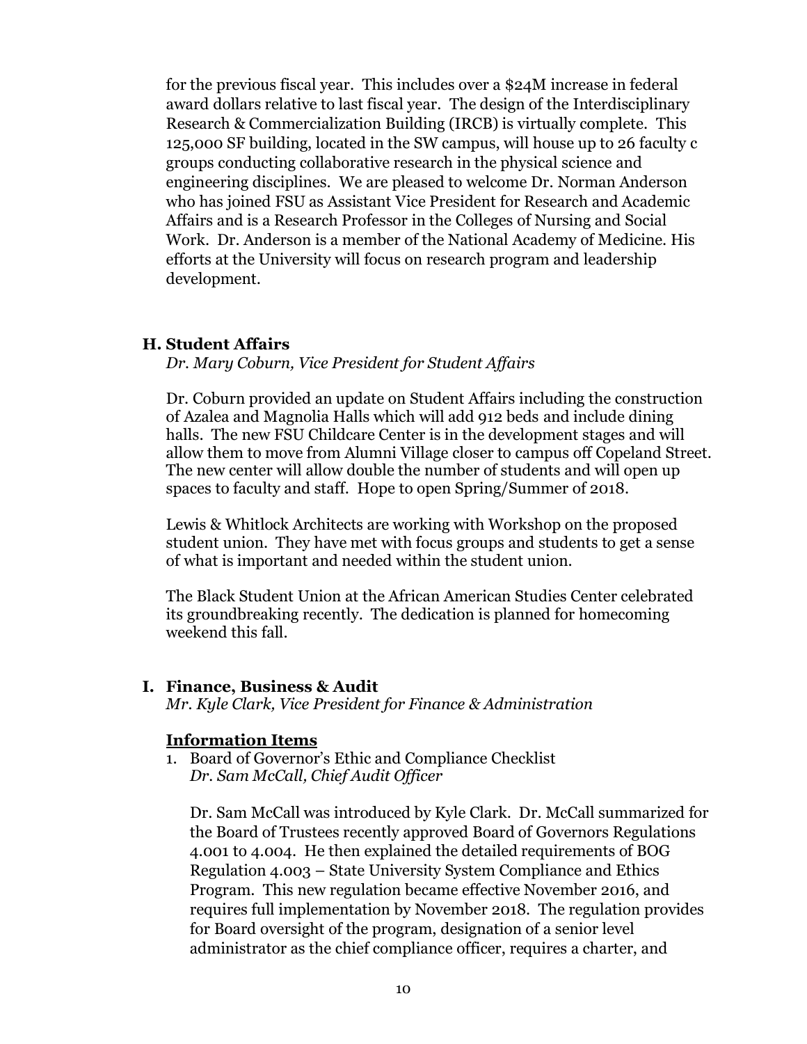for the previous fiscal year. This includes over a $24M increase in federal award dollars relative to last fiscal year. The design of the Interdisciplinary Research & Commercialization Building (IRCB) is virtually complete. This 125,000 SF building, located in the SW campus, will house up to 26 faculty c groups conducting collaborative research in the physical science and engineering disciplines. We are pleased to welcome Dr. Norman Anderson who has joined FSU as Assistant Vice President for Research and Academic Affairs and is a Research Professor in the Colleges of Nursing and Social Work. Dr. Anderson is a member of the National Academy of Medicine. His efforts at the University will focus on research program and leadership development.

### H. Student Affairs

*Dr. Mary Coburn, Vice President for Student Affairs*

Dr. Coburn provided an update on Student Affairs including the construction of Azalea and Magnolia Halls which will add 912 beds and include dining halls. The new FSU Childcare Center is in the development stages and will allow them to move from Alumni Village closer to campus off Copeland Street. The new center will allow double the number of students and will open up spaces to faculty and staff. Hope to open Spring/Summer of 2018.

Lewis & Whitlock Architects are working with Workshop on the proposed student union. They have met with focus groups and students to get a sense of what is important and needed within the student union.

The Black Student Union at the African American Studies Center celebrated its groundbreaking recently. The dedication is planned for homecoming weekend this fall.

### I. Finance, Business & Audit

*Mr. Kyle Clark, Vice President for Finance & Administration*

**Information Items**

1. Board of Governor's Ethic and Compliance Checklist
   *Dr. Sam McCall, Chief Audit Officer*

   Dr. Sam McCall was introduced by Kyle Clark. Dr. McCall summarized for the Board of Trustees recently approved Board of Governors Regulations 4.001 to 4.004. He then explained the detailed requirements of BOG Regulation 4.003 – State University System Compliance and Ethics Program. This new regulation became effective November 2016, and requires full implementation by November 2018. The regulation provides for Board oversight of the program, designation of a senior level administrator as the chief compliance officer, requires a charter, and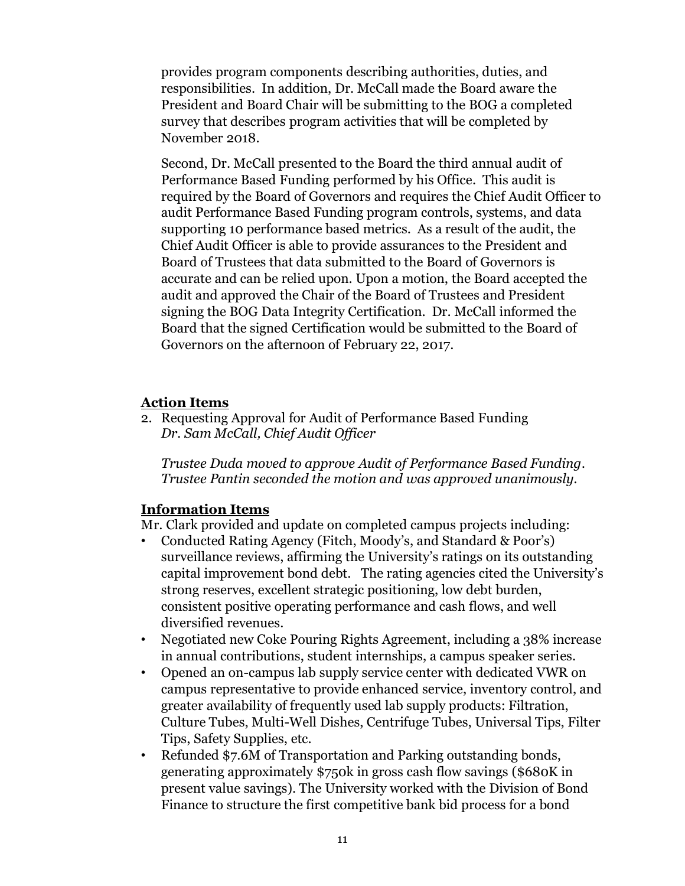provides program components describing authorities, duties, and responsibilities. In addition, Dr. McCall made the Board aware the President and Board Chair will be submitting to the BOG a completed survey that describes program activities that will be completed by November 2018.

Second, Dr. McCall presented to the Board the third annual audit of Performance Based Funding performed by his Office. This audit is required by the Board of Governors and requires the Chief Audit Officer to audit Performance Based Funding program controls, systems, and data supporting 10 performance based metrics. As a result of the audit, the Chief Audit Officer is able to provide assurances to the President and Board of Trustees that data submitted to the Board of Governors is accurate and can be relied upon. Upon a motion, the Board accepted the audit and approved the Chair of the Board of Trustees and President signing the BOG Data Integrity Certification. Dr. McCall informed the Board that the signed Certification would be submitted to the Board of Governors on the afternoon of February 22, 2017.

**Action Items**

2. Requesting Approval for Audit of Performance Based Funding
   *Dr. Sam McCall, Chief Audit Officer*

   *Trustee Duda moved to approve Audit of Performance Based Funding. Trustee Pantin seconded the motion and was approved unanimously.*

**Information Items**

Mr. Clark provided and update on completed campus projects including:

- Conducted Rating Agency (Fitch, Moody's, and Standard & Poor's) surveillance reviews, affirming the University's ratings on its outstanding capital improvement bond debt. The rating agencies cited the University's strong reserves, excellent strategic positioning, low debt burden, consistent positive operating performance and cash flows, and well diversified revenues.
- Negotiated new Coke Pouring Rights Agreement, including a 38% increase in annual contributions, student internships, a campus speaker series.
- Opened an on-campus lab supply service center with dedicated VWR on campus representative to provide enhanced service, inventory control, and greater availability of frequently used lab supply products: Filtration, Culture Tubes, Multi-Well Dishes, Centrifuge Tubes, Universal Tips, Filter Tips, Safety Supplies, etc.
- Refunded $7.6M of Transportation and Parking outstanding bonds, generating approximately $750k in gross cash flow savings ($680K in present value savings). The University worked with the Division of Bond Finance to structure the first competitive bank bid process for a bond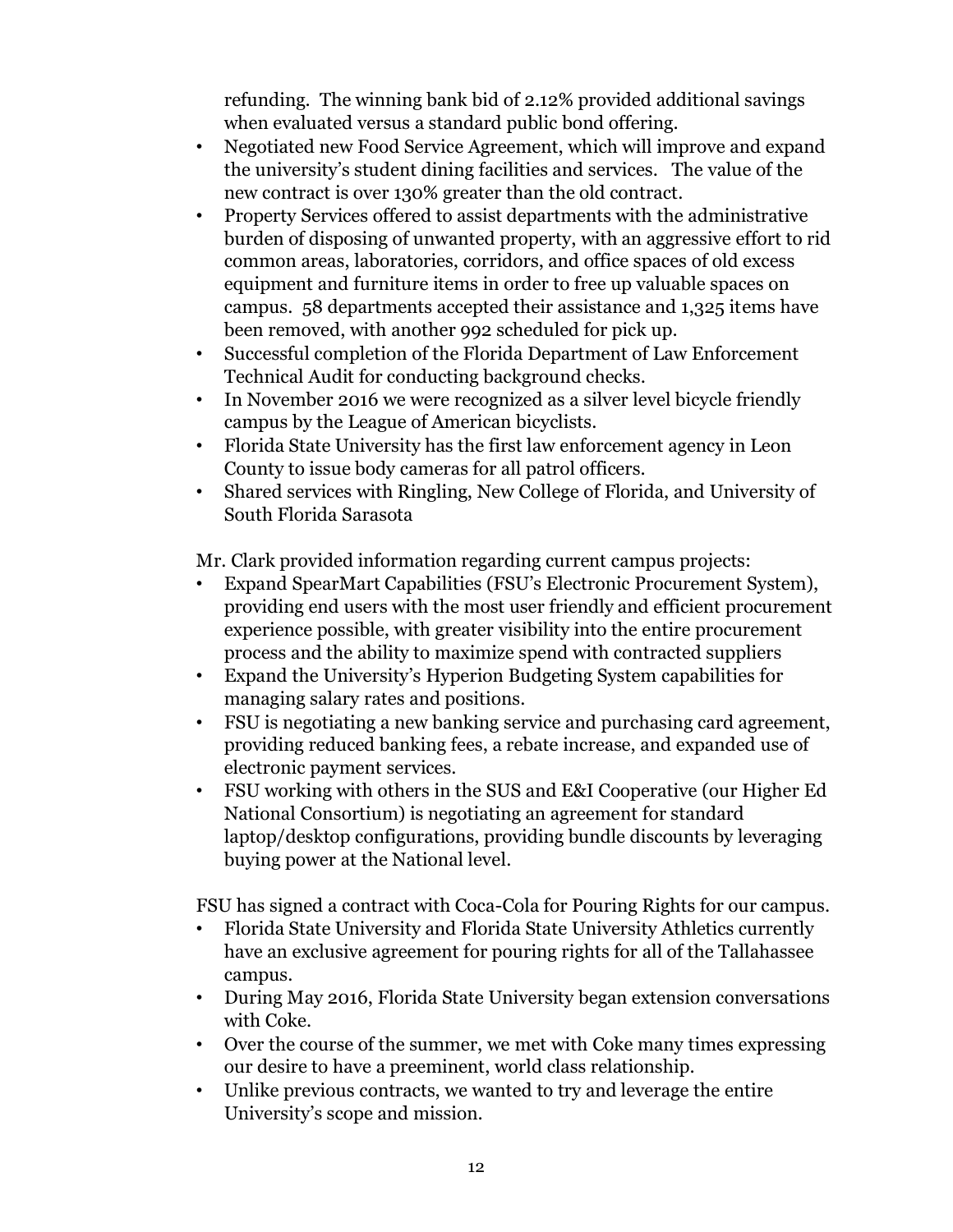refunding. The winning bank bid of 2.12% provided additional savings when evaluated versus a standard public bond offering.

- Negotiated new Food Service Agreement, which will improve and expand the university's student dining facilities and services. The value of the new contract is over 130% greater than the old contract.
- Property Services offered to assist departments with the administrative burden of disposing of unwanted property, with an aggressive effort to rid common areas, laboratories, corridors, and office spaces of old excess equipment and furniture items in order to free up valuable spaces on campus. 58 departments accepted their assistance and 1,325 items have been removed, with another 992 scheduled for pick up.
- Successful completion of the Florida Department of Law Enforcement Technical Audit for conducting background checks.
- In November 2016 we were recognized as a silver level bicycle friendly campus by the League of American bicyclists.
- Florida State University has the first law enforcement agency in Leon County to issue body cameras for all patrol officers.
- Shared services with Ringling, New College of Florida, and University of South Florida Sarasota

Mr. Clark provided information regarding current campus projects:

- Expand SpearMart Capabilities (FSU's Electronic Procurement System), providing end users with the most user friendly and efficient procurement experience possible, with greater visibility into the entire procurement process and the ability to maximize spend with contracted suppliers
- Expand the University's Hyperion Budgeting System capabilities for managing salary rates and positions.
- FSU is negotiating a new banking service and purchasing card agreement, providing reduced banking fees, a rebate increase, and expanded use of electronic payment services.
- FSU working with others in the SUS and E&I Cooperative (our Higher Ed National Consortium) is negotiating an agreement for standard laptop/desktop configurations, providing bundle discounts by leveraging buying power at the National level.

FSU has signed a contract with Coca-Cola for Pouring Rights for our campus.

- Florida State University and Florida State University Athletics currently have an exclusive agreement for pouring rights for all of the Tallahassee campus.
- During May 2016, Florida State University began extension conversations with Coke.
- Over the course of the summer, we met with Coke many times expressing our desire to have a preeminent, world class relationship.
- Unlike previous contracts, we wanted to try and leverage the entire University's scope and mission.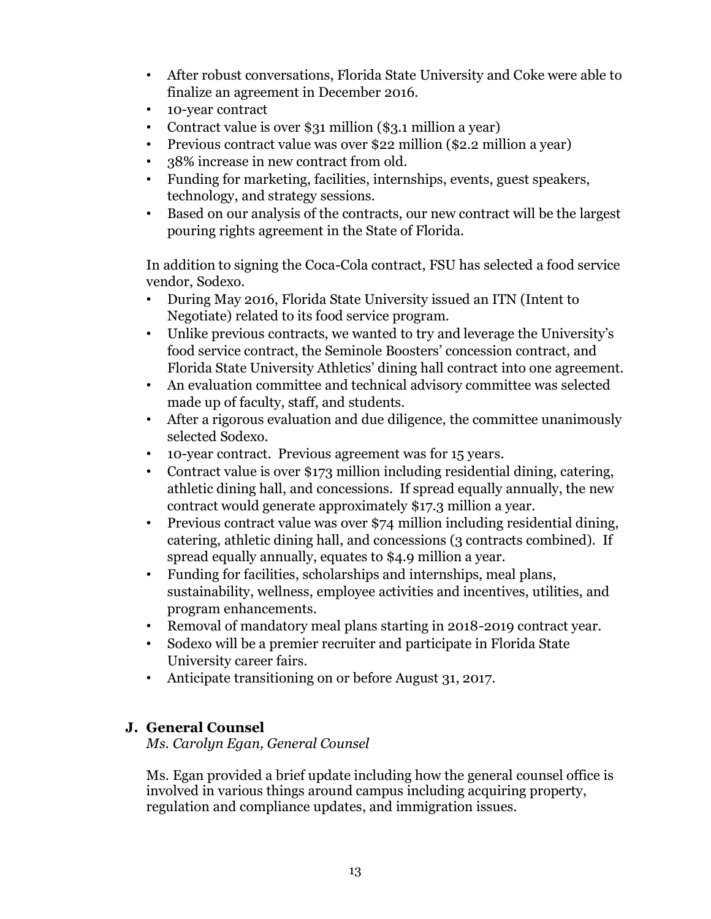- After robust conversations, Florida State University and Coke were able to finalize an agreement in December 2016.
- 10-year contract
- Contract value is over $31 million ($3.1 million a year)
- Previous contract value was over $22 million ($2.2 million a year)
- 38% increase in new contract from old.
- Funding for marketing, facilities, internships, events, guest speakers, technology, and strategy sessions.
- Based on our analysis of the contracts, our new contract will be the largest pouring rights agreement in the State of Florida.

In addition to signing the Coca-Cola contract, FSU has selected a food service vendor, Sodexo.

- During May 2016, Florida State University issued an ITN (Intent to Negotiate) related to its food service program.
- Unlike previous contracts, we wanted to try and leverage the University's food service contract, the Seminole Boosters' concession contract, and Florida State University Athletics' dining hall contract into one agreement.
- An evaluation committee and technical advisory committee was selected made up of faculty, staff, and students.
- After a rigorous evaluation and due diligence, the committee unanimously selected Sodexo.
- 10-year contract. Previous agreement was for 15 years.
- Contract value is over $173 million including residential dining, catering, athletic dining hall, and concessions. If spread equally annually, the new contract would generate approximately $17.3 million a year.
- Previous contract value was over $74 million including residential dining, catering, athletic dining hall, and concessions (3 contracts combined). If spread equally annually, equates to $4.9 million a year.
- Funding for facilities, scholarships and internships, meal plans, sustainability, wellness, employee activities and incentives, utilities, and program enhancements.
- Removal of mandatory meal plans starting in 2018-2019 contract year.
- Sodexo will be a premier recruiter and participate in Florida State University career fairs.
- Anticipate transitioning on or before August 31, 2017.

### J. General Counsel

*Ms. Carolyn Egan, General Counsel*

Ms. Egan provided a brief update including how the general counsel office is involved in various things around campus including acquiring property, regulation and compliance updates, and immigration issues.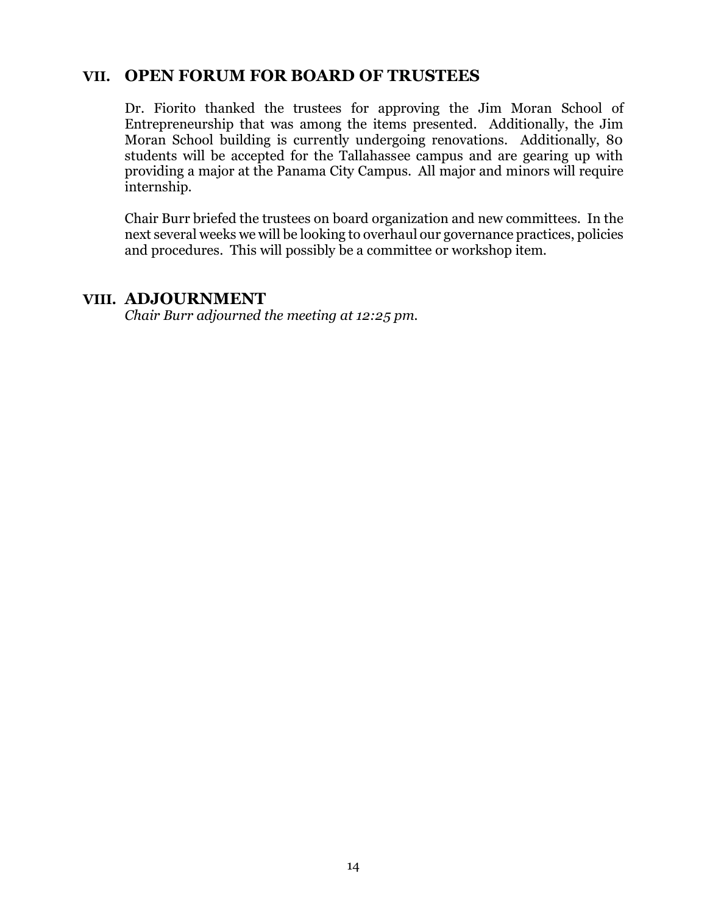## VII. OPEN FORUM FOR BOARD OF TRUSTEES

Dr. Fiorito thanked the trustees for approving the Jim Moran School of Entrepreneurship that was among the items presented. Additionally, the Jim Moran School building is currently undergoing renovations. Additionally, 80 students will be accepted for the Tallahassee campus and are gearing up with providing a major at the Panama City Campus. All major and minors will require internship.

Chair Burr briefed the trustees on board organization and new committees. In the next several weeks we will be looking to overhaul our governance practices, policies and procedures. This will possibly be a committee or workshop item.

## VIII. ADJOURNMENT

*Chair Burr adjourned the meeting at 12:25 pm.*